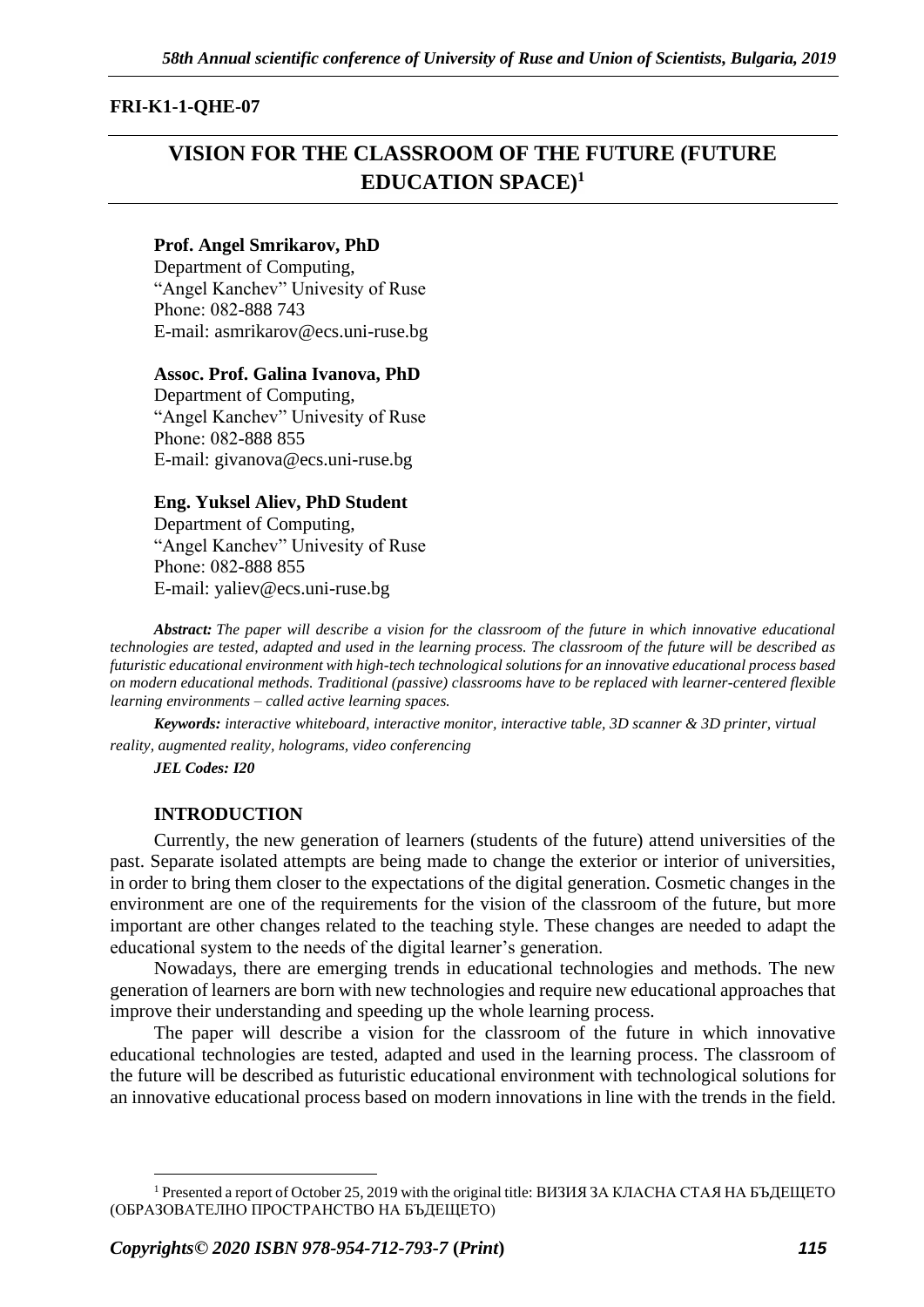**FRI-K1-1-QHE-07**

# VISION FOR THE CLASSROOM OF THE FUTURE (FUTURE EDUCATION SPACE)[1]

**Prof. Angel Smrikarov, PhD**
Department of Computing,
"Angel Kanchev" Univesity of Ruse
Phone: 082-888 743
E-mail: asmrikarov@ecs.uni-ruse.bg

**Assoc. Prof. Galina Ivanova, PhD**
Department of Computing,
"Angel Kanchev" Univesity of Ruse
Phone: 082-888 855
E-mail: givanova@ecs.uni-ruse.bg

**Eng. Yuksel Aliev, PhD Student**
Department of Computing,
"Angel Kanchev" Univesity of Ruse
Phone: 082-888 855
E-mail: yaliev@ecs.uni-ruse.bg

***Abstract:*** *The paper will describe a vision for the classroom of the future in which innovative educational technologies are tested, adapted and used in the learning process. The classroom of the future will be described as futuristic educational environment with high-tech technological solutions for an innovative educational process based on modern educational methods. Traditional (passive) classrooms have to be replaced with learner-centered flexible learning environments – called active learning spaces.*

***Keywords:*** *interactive whiteboard, interactive monitor, interactive table, 3D scanner & 3D printer, virtual reality, augmented reality, holograms, video conferencing*

***JEL Codes: I20***

## INTRODUCTION

Currently, the new generation of learners (students of the future) attend universities of the past. Separate isolated attempts are being made to change the exterior or interior of universities, in order to bring them closer to the expectations of the digital generation. Cosmetic changes in the environment are one of the requirements for the vision of the classroom of the future, but more important are other changes related to the teaching style. These changes are needed to adapt the educational system to the needs of the digital learner's generation.

Nowadays, there are emerging trends in educational technologies and methods. The new generation of learners are born with new technologies and require new educational approaches that improve their understanding and speeding up the whole learning process.

The paper will describe a vision for the classroom of the future in which innovative educational technologies are tested, adapted and used in the learning process. The classroom of the future will be described as futuristic educational environment with technological solutions for an innovative educational process based on modern innovations in line with the trends in the field.

---

[1] Presented a report of October 25, 2019 with the original title: ВИЗИЯ ЗА КЛАСНА СТАЯ НА БЪДЕЩЕТО (ОБРАЗОВАТЕЛНО ПРОСТРАНСТВО НА БЪДЕЩЕТО)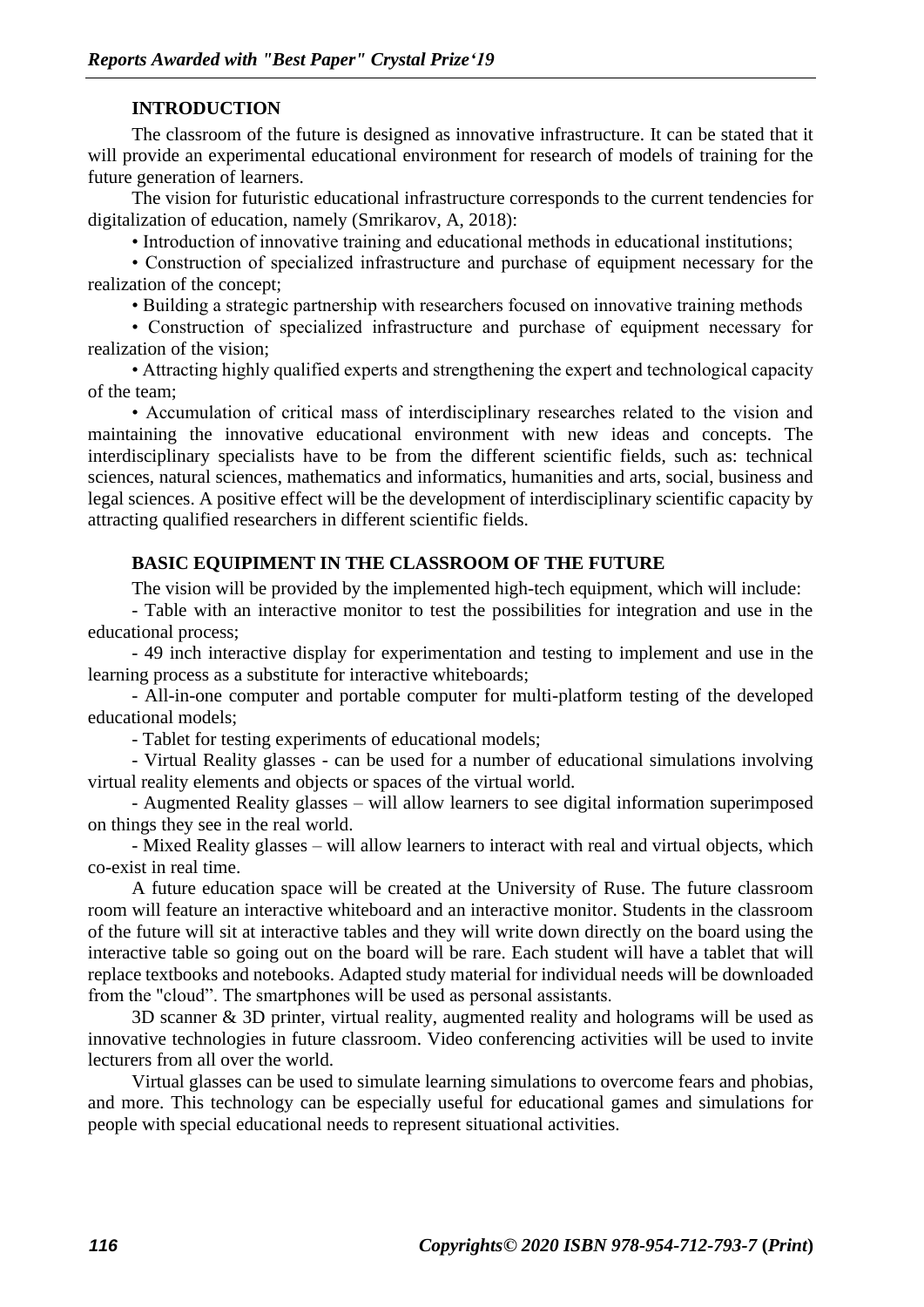## INTRODUCTION

The classroom of the future is designed as innovative infrastructure. It can be stated that it will provide an experimental educational environment for research of models of training for the future generation of learners.

The vision for futuristic educational infrastructure corresponds to the current tendencies for digitalization of education, namely (Smrikarov, A, 2018):

- Introduction of innovative training and educational methods in educational institutions;
- Construction of specialized infrastructure and purchase of equipment necessary for the realization of the concept;
- Building a strategic partnership with researchers focused on innovative training methods
- Construction of specialized infrastructure and purchase of equipment necessary for realization of the vision;
- Attracting highly qualified experts and strengthening the expert and technological capacity of the team;
- Accumulation of critical mass of interdisciplinary researches related to the vision and maintaining the innovative educational environment with new ideas and concepts. The interdisciplinary specialists have to be from the different scientific fields, such as: technical sciences, natural sciences, mathematics and informatics, humanities and arts, social, business and legal sciences. A positive effect will be the development of interdisciplinary scientific capacity by attracting qualified researchers in different scientific fields.

## BASIC EQUIPIMENT IN THE CLASSROOM OF THE FUTURE

The vision will be provided by the implemented high-tech equipment, which will include:

- Table with an interactive monitor to test the possibilities for integration and use in the educational process;
- 49 inch interactive display for experimentation and testing to implement and use in the learning process as a substitute for interactive whiteboards;
- All-in-one computer and portable computer for multi-platform testing of the developed educational models;
- Tablet for testing experiments of educational models;
- Virtual Reality glasses - can be used for a number of educational simulations involving virtual reality elements and objects or spaces of the virtual world.
- Augmented Reality glasses – will allow learners to see digital information superimposed on things they see in the real world.
- Mixed Reality glasses – will allow learners to interact with real and virtual objects, which co-exist in real time.

A future education space will be created at the University of Ruse. The future classroom room will feature an interactive whiteboard and an interactive monitor. Students in the classroom of the future will sit at interactive tables and they will write down directly on the board using the interactive table so going out on the board will be rare. Each student will have a tablet that will replace textbooks and notebooks. Adapted study material for individual needs will be downloaded from the "cloud". The smartphones will be used as personal assistants.

3D scanner & 3D printer, virtual reality, augmented reality and holograms will be used as innovative technologies in future classroom. Video conferencing activities will be used to invite lecturers from all over the world.

Virtual glasses can be used to simulate learning simulations to overcome fears and phobias, and more. This technology can be especially useful for educational games and simulations for people with special educational needs to represent situational activities.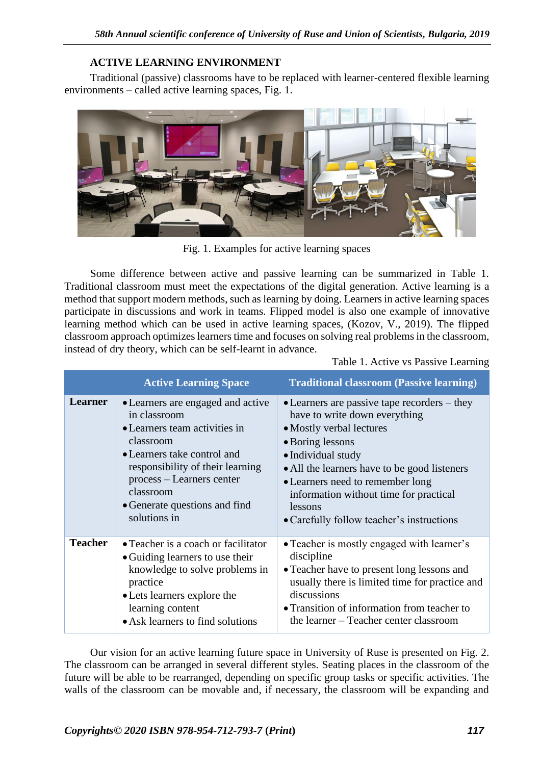## ACTIVE LEARNING ENVIRONMENT

Traditional (passive) classrooms have to be replaced with learner-centered flexible learning environments – called active learning spaces, Fig. 1.

Fig. 1. Examples for active learning spaces

Some difference between active and passive learning can be summarized in Table 1. Traditional classroom must meet the expectations of the digital generation. Active learning is a method that support modern methods, such as learning by doing. Learners in active learning spaces participate in discussions and work in teams. Flipped model is also one example of innovative learning method which can be used in active learning spaces, (Kozov, V., 2019). The flipped classroom approach optimizes learners time and focuses on solving real problems in the classroom, instead of dry theory, which can be self-learnt in advance.

Table 1. Active vs Passive Learning

| | Active Learning Space | Traditional classroom (Passive learning) |
|---|---|---|
| **Learner** | • Learners are engaged and active in classroom<br>• Learners team activities in classroom<br>• Learners take control and responsibility of their learning process – Learners center classroom<br>• Generate questions and find solutions in | • Learners are passive tape recorders – they have to write down everything<br>• Mostly verbal lectures<br>• Boring lessons<br>• Individual study<br>• All the learners have to be good listeners<br>• Learners need to remember long information without time for practical lessons<br>• Carefully follow teacher's instructions |
| **Teacher** | • Teacher is a coach or facilitator<br>• Guiding learners to use their knowledge to solve problems in practice<br>• Lets learners explore the learning content<br>• Ask learners to find solutions | • Teacher is mostly engaged with learner's discipline<br>• Teacher have to present long lessons and usually there is limited time for practice and discussions<br>• Transition of information from teacher to the learner – Teacher center classroom |

Our vision for an active learning future space in University of Ruse is presented on Fig. 2. The classroom can be arranged in several different styles. Seating places in the classroom of the future will be able to be rearranged, depending on specific group tasks or specific activities. The walls of the classroom can be movable and, if necessary, the classroom will be expanding and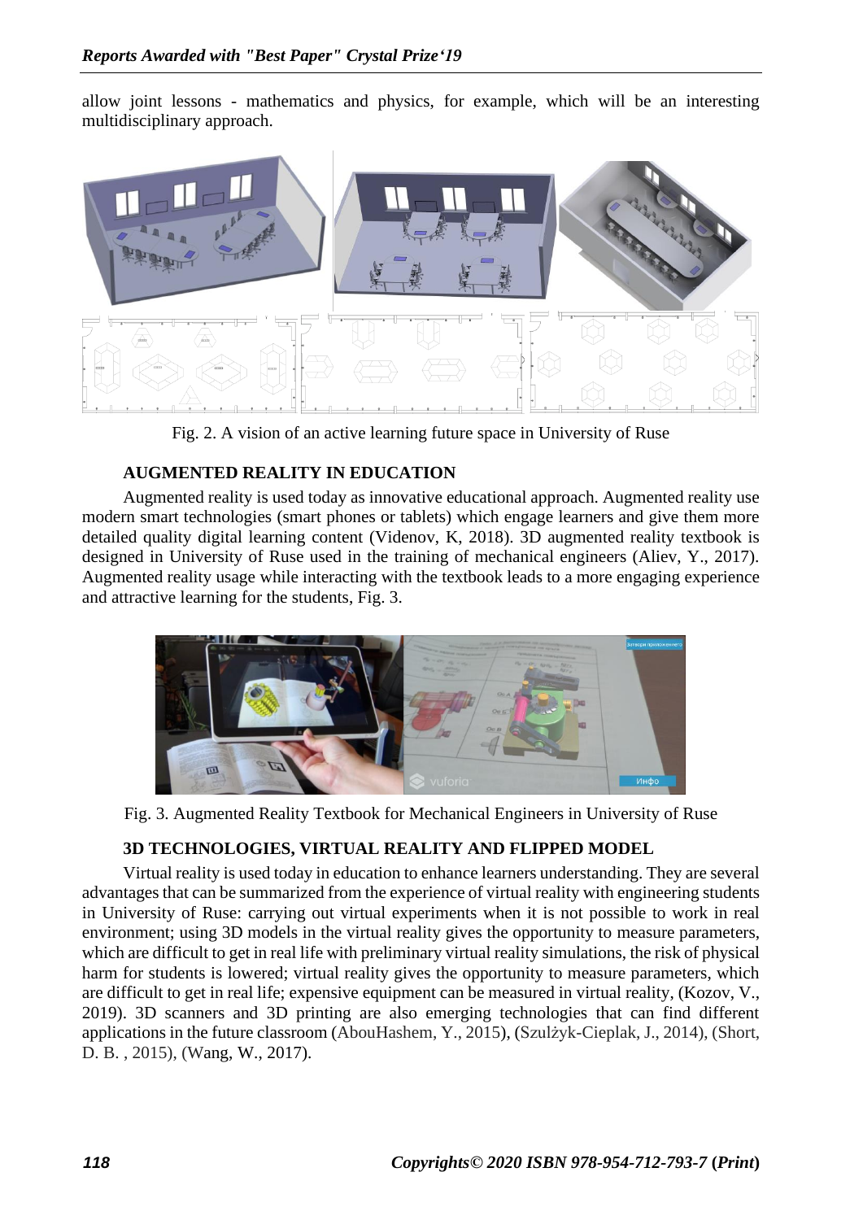allow joint lessons - mathematics and physics, for example, which will be an interesting multidisciplinary approach.

Fig. 2. A vision of an active learning future space in University of Ruse

## AUGMENTED REALITY IN EDUCATION

Augmented reality is used today as innovative educational approach. Augmented reality use modern smart technologies (smart phones or tablets) which engage learners and give them more detailed quality digital learning content (Videnov, K, 2018). 3D augmented reality textbook is designed in University of Ruse used in the training of mechanical engineers (Aliev, Y., 2017). Augmented reality usage while interacting with the textbook leads to a more engaging experience and attractive learning for the students, Fig. 3.

Fig. 3. Augmented Reality Textbook for Mechanical Engineers in University of Ruse

## 3D TECHNOLOGIES, VIRTUAL REALITY AND FLIPPED MODEL

Virtual reality is used today in education to enhance learners understanding. They are several advantages that can be summarized from the experience of virtual reality with engineering students in University of Ruse: carrying out virtual experiments when it is not possible to work in real environment; using 3D models in the virtual reality gives the opportunity to measure parameters, which are difficult to get in real life with preliminary virtual reality simulations, the risk of physical harm for students is lowered; virtual reality gives the opportunity to measure parameters, which are difficult to get in real life; expensive equipment can be measured in virtual reality, (Kozov, V., 2019). 3D scanners and 3D printing are also emerging technologies that can find different applications in the future classroom (AbouHashem, Y., 2015), (Szulżyk-Cieplak, J., 2014), (Short, D. B. , 2015), (Wang, W., 2017).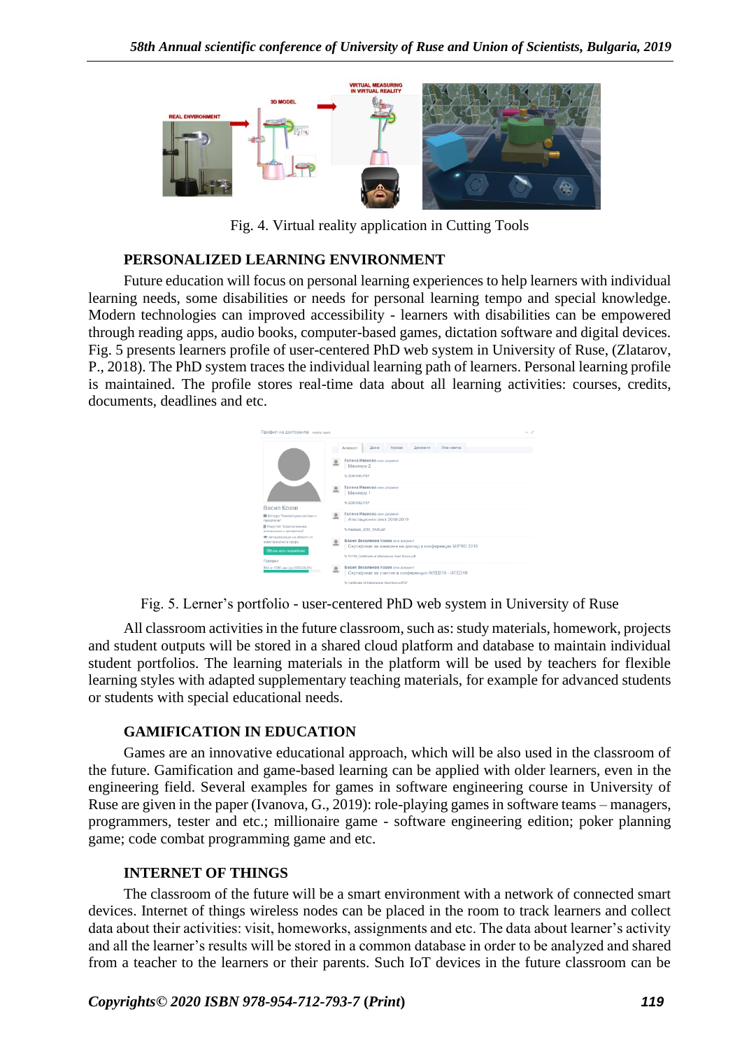Fig. 4. Virtual reality application in Cutting Tools

## PERSONALIZED LEARNING ENVIRONMENT

Future education will focus on personal learning experiences to help learners with individual learning needs, some disabilities or needs for personal learning tempo and special knowledge. Modern technologies can improved accessibility - learners with disabilities can be empowered through reading apps, audio books, computer-based games, dictation software and digital devices. Fig. 5 presents learners profile of user-centered PhD web system in University of Ruse, (Zlatarov, P., 2018). The PhD system traces the individual learning path of learners. Personal learning profile is maintained. The profile stores real-time data about all learning activities: courses, credits, documents, deadlines and etc.

Fig. 5. Lerner's portfolio - user-centered PhD web system in University of Ruse

All classroom activities in the future classroom, such as: study materials, homework, projects and student outputs will be stored in a shared cloud platform and database to maintain individual student portfolios. The learning materials in the platform will be used by teachers for flexible learning styles with adapted supplementary teaching materials, for example for advanced students or students with special educational needs.

## GAMIFICATION IN EDUCATION

Games are an innovative educational approach, which will be also used in the classroom of the future. Gamification and game-based learning can be applied with older learners, even in the engineering field. Several examples for games in software engineering course in University of Ruse are given in the paper (Ivanova, G., 2019): role-playing games in software teams – managers, programmers, tester and etc.; millionaire game - software engineering edition; poker planning game; code combat programming game and etc.

## INTERNET OF THINGS

The classroom of the future will be a smart environment with a network of connected smart devices. Internet of things wireless nodes can be placed in the room to track learners and collect data about their activities: visit, homeworks, assignments and etc. The data about learner's activity and all the learner's results will be stored in a common database in order to be analyzed and shared from a teacher to the learners or their parents. Such IoT devices in the future classroom can be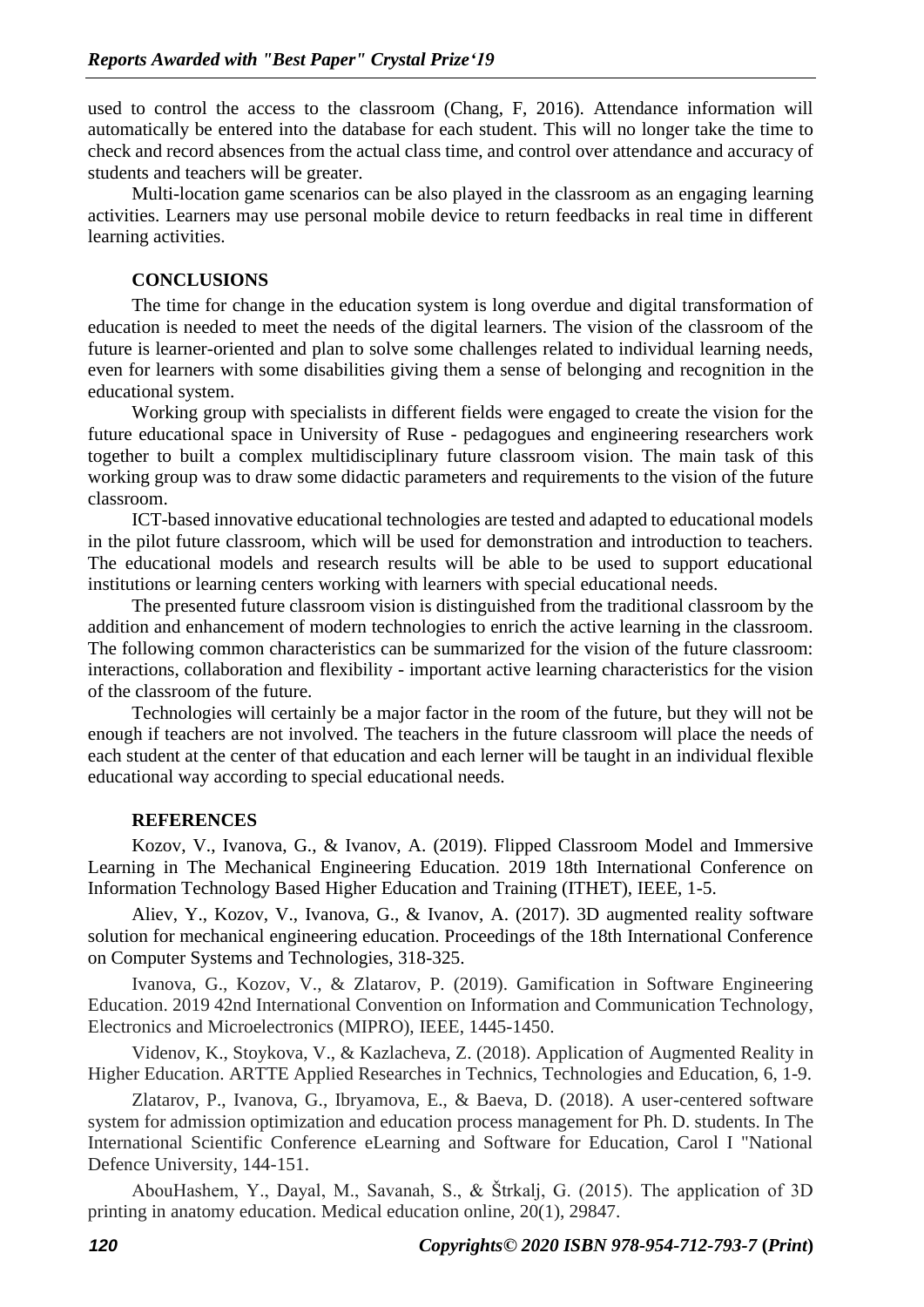used to control the access to the classroom (Chang, F, 2016). Attendance information will automatically be entered into the database for each student. This will no longer take the time to check and record absences from the actual class time, and control over attendance and accuracy of students and teachers will be greater.

Multi-location game scenarios can be also played in the classroom as an engaging learning activities. Learners may use personal mobile device to return feedbacks in real time in different learning activities.

## CONCLUSIONS

The time for change in the education system is long overdue and digital transformation of education is needed to meet the needs of the digital learners. The vision of the classroom of the future is learner-oriented and plan to solve some challenges related to individual learning needs, even for learners with some disabilities giving them a sense of belonging and recognition in the educational system.

Working group with specialists in different fields were engaged to create the vision for the future educational space in University of Ruse - pedagogues and engineering researchers work together to built a complex multidisciplinary future classroom vision. The main task of this working group was to draw some didactic parameters and requirements to the vision of the future classroom.

ICT-based innovative educational technologies are tested and adapted to educational models in the pilot future classroom, which will be used for demonstration and introduction to teachers. The educational models and research results will be able to be used to support educational institutions or learning centers working with learners with special educational needs.

The presented future classroom vision is distinguished from the traditional classroom by the addition and enhancement of modern technologies to enrich the active learning in the classroom. The following common characteristics can be summarized for the vision of the future classroom: interactions, collaboration and flexibility - important active learning characteristics for the vision of the classroom of the future.

Technologies will certainly be a major factor in the room of the future, but they will not be enough if teachers are not involved. The teachers in the future classroom will place the needs of each student at the center of that education and each lerner will be taught in an individual flexible educational way according to special educational needs.

## REFERENCES

Kozov, V., Ivanova, G., & Ivanov, A. (2019). Flipped Classroom Model and Immersive Learning in The Mechanical Engineering Education. 2019 18th International Conference on Information Technology Based Higher Education and Training (ITHET), IEEE, 1-5.

Aliev, Y., Kozov, V., Ivanova, G., & Ivanov, A. (2017). 3D augmented reality software solution for mechanical engineering education. Proceedings of the 18th International Conference on Computer Systems and Technologies, 318-325.

Ivanova, G., Kozov, V., & Zlatarov, P. (2019). Gamification in Software Engineering Education. 2019 42nd International Convention on Information and Communication Technology, Electronics and Microelectronics (MIPRO), IEEE, 1445-1450.

Videnov, K., Stoykova, V., & Kazlacheva, Z. (2018). Application of Augmented Reality in Higher Education. ARTTE Applied Researches in Technics, Technologies and Education, 6, 1-9.

Zlatarov, P., Ivanova, G., Ibryamova, E., & Baeva, D. (2018). A user-centered software system for admission optimization and education process management for Ph. D. students. In The International Scientific Conference eLearning and Software for Education, Carol I "National Defence University, 144-151.

AbouHashem, Y., Dayal, M., Savanah, S., & Štrkalj, G. (2015). The application of 3D printing in anatomy education. Medical education online, 20(1), 29847.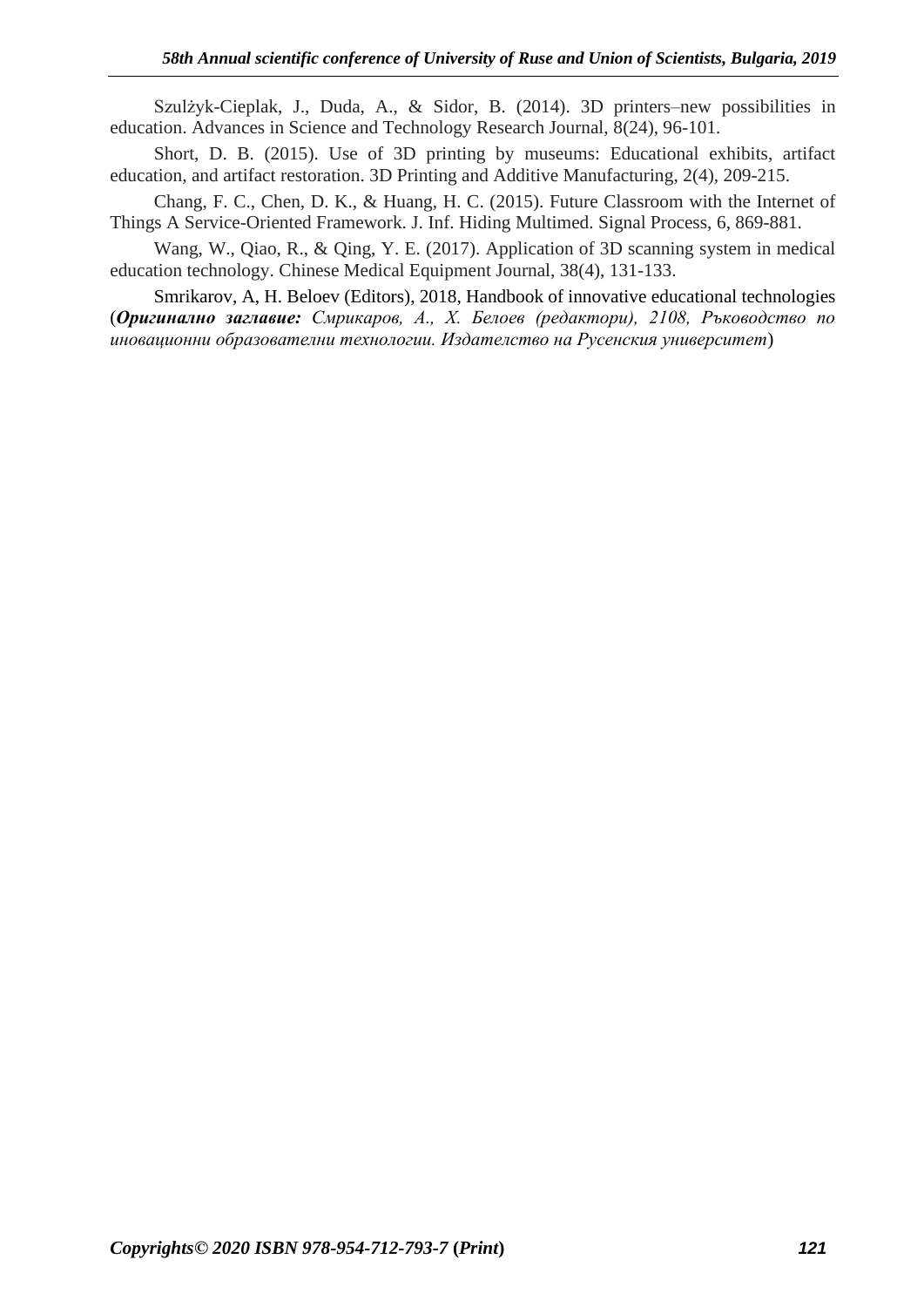Szulżyk-Cieplak, J., Duda, A., & Sidor, B. (2014). 3D printers–new possibilities in education. Advances in Science and Technology Research Journal, 8(24), 96-101.

Short, D. B. (2015). Use of 3D printing by museums: Educational exhibits, artifact education, and artifact restoration. 3D Printing and Additive Manufacturing, 2(4), 209-215.

Chang, F. C., Chen, D. K., & Huang, H. C. (2015). Future Classroom with the Internet of Things A Service-Oriented Framework. J. Inf. Hiding Multimed. Signal Process, 6, 869-881.

Wang, W., Qiao, R., & Qing, Y. E. (2017). Application of 3D scanning system in medical education technology. Chinese Medical Equipment Journal, 38(4), 131-133.

Smrikarov, A, H. Beloev (Editors), 2018, Handbook of innovative educational technologies (***Оригинално заглавие:*** *Смрикаров, А., Х. Белоев (редактори), 2108, Ръководство по иновационни образователни технологии. Издателство на Русенския университет*)